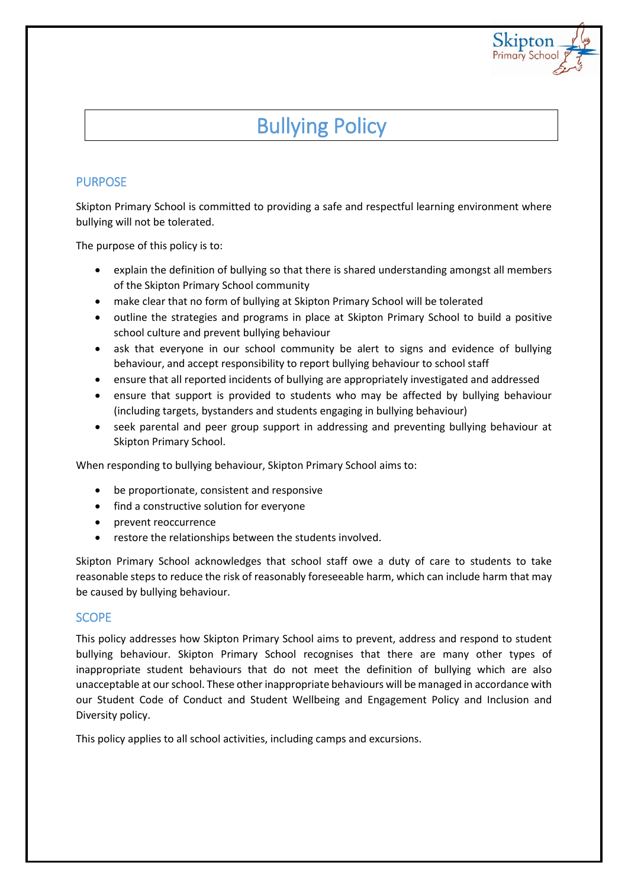# Bullying Policy

## PURPOSE

Skipton Primary School is committed to providing a safe and respectful learning environment where bullying will not be tolerated.

The purpose of this policy is to:

- explain the definition of bullying so that there is shared understanding amongst all members of the Skipton Primary School community
- make clear that no form of bullying at Skipton Primary School will be tolerated
- outline the strategies and programs in place at Skipton Primary School to build a positive school culture and prevent bullying behaviour
- ask that everyone in our school community be alert to signs and evidence of bullying behaviour, and accept responsibility to report bullying behaviour to school staff
- ensure that all reported incidents of bullying are appropriately investigated and addressed
- ensure that support is provided to students who may be affected by bullying behaviour (including targets, bystanders and students engaging in bullying behaviour)
- seek parental and peer group support in addressing and preventing bullying behaviour at Skipton Primary School.

When responding to bullying behaviour, Skipton Primary School aims to:

- be proportionate, consistent and responsive
- find a constructive solution for everyone
- prevent reoccurrence
- restore the relationships between the students involved.

Skipton Primary School acknowledges that school staff owe a duty of care to students to take reasonable steps to reduce the risk of reasonably foreseeable harm, which can include harm that may be caused by bullying behaviour.

## SCOPE

This policy addresses how Skipton Primary School aims to prevent, address and respond to student bullying behaviour. Skipton Primary School recognises that there are many other types of inappropriate student behaviours that do not meet the definition of bullying which are also unacceptable at our school. These other inappropriate behaviours will be managed in accordance with our Student Code of Conduct and Student Wellbeing and Engagement Policy and Inclusion and Diversity policy.

This policy applies to all school activities, including camps and excursions.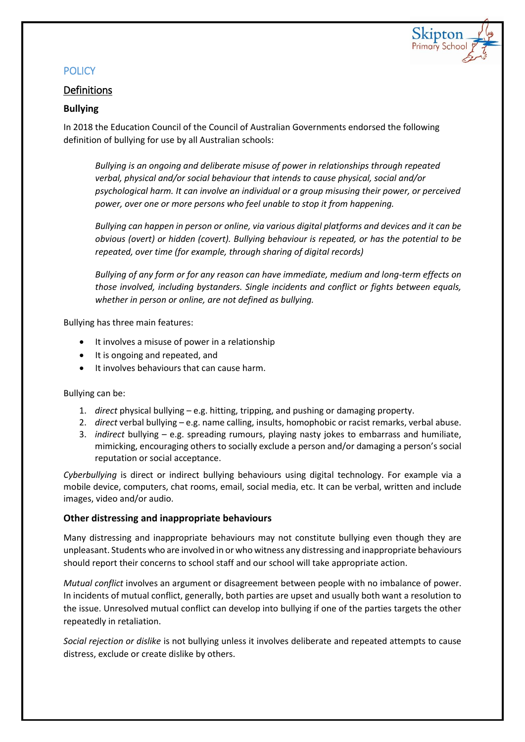## POLICY

### Definitions

#### Bullying

In 2018 the Education Council of the Council of Australian Governments endorsed the following definition of bullying for use by all Australian schools:

> *Bullying is an ongoing and deliberate misuse of power in relationships through repeated verbal, physical and/or social behaviour that intends to cause physical, social and/or psychological harm. It can involve an individual or a group misusing their power, or perceived power, over one or more persons who feel unable to stop it from happening.*
>
> *Bullying can happen in person or online, via various digital platforms and devices and it can be obvious (overt) or hidden (covert). Bullying behaviour is repeated, or has the potential to be repeated, over time (for example, through sharing of digital records)*
>
> *Bullying of any form or for any reason can have immediate, medium and long-term effects on those involved, including bystanders. Single incidents and conflict or fights between equals, whether in person or online, are not defined as bullying.*

Bullying has three main features:

- It involves a misuse of power in a relationship
- It is ongoing and repeated, and
- It involves behaviours that can cause harm.

Bullying can be:

1. *direct* physical bullying – e.g. hitting, tripping, and pushing or damaging property.
2. *direct* verbal bullying – e.g. name calling, insults, homophobic or racist remarks, verbal abuse.
3. *indirect* bullying – e.g. spreading rumours, playing nasty jokes to embarrass and humiliate, mimicking, encouraging others to socially exclude a person and/or damaging a person's social reputation or social acceptance.

*Cyberbullying* is direct or indirect bullying behaviours using digital technology. For example via a mobile device, computers, chat rooms, email, social media, etc. It can be verbal, written and include images, video and/or audio.

#### Other distressing and inappropriate behaviours

Many distressing and inappropriate behaviours may not constitute bullying even though they are unpleasant. Students who are involved in or who witness any distressing and inappropriate behaviours should report their concerns to school staff and our school will take appropriate action.

*Mutual conflict* involves an argument or disagreement between people with no imbalance of power. In incidents of mutual conflict, generally, both parties are upset and usually both want a resolution to the issue. Unresolved mutual conflict can develop into bullying if one of the parties targets the other repeatedly in retaliation.

*Social rejection or dislike* is not bullying unless it involves deliberate and repeated attempts to cause distress, exclude or create dislike by others.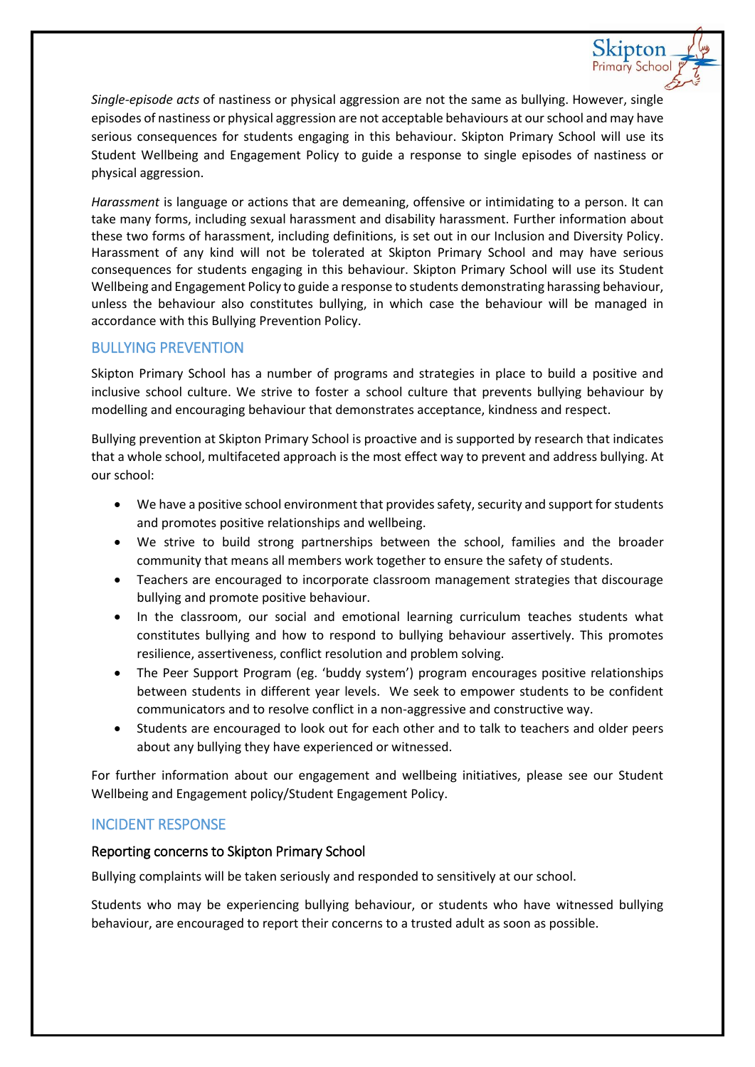*Single-episode acts* of nastiness or physical aggression are not the same as bullying. However, single episodes of nastiness or physical aggression are not acceptable behaviours at our school and may have serious consequences for students engaging in this behaviour. Skipton Primary School will use its Student Wellbeing and Engagement Policy to guide a response to single episodes of nastiness or physical aggression.

*Harassment* is language or actions that are demeaning, offensive or intimidating to a person. It can take many forms, including sexual harassment and disability harassment. Further information about these two forms of harassment, including definitions, is set out in our Inclusion and Diversity Policy. Harassment of any kind will not be tolerated at Skipton Primary School and may have serious consequences for students engaging in this behaviour. Skipton Primary School will use its Student Wellbeing and Engagement Policy to guide a response to students demonstrating harassing behaviour, unless the behaviour also constitutes bullying, in which case the behaviour will be managed in accordance with this Bullying Prevention Policy.

## BULLYING PREVENTION

Skipton Primary School has a number of programs and strategies in place to build a positive and inclusive school culture. We strive to foster a school culture that prevents bullying behaviour by modelling and encouraging behaviour that demonstrates acceptance, kindness and respect.

Bullying prevention at Skipton Primary School is proactive and is supported by research that indicates that a whole school, multifaceted approach is the most effect way to prevent and address bullying. At our school:

- We have a positive school environment that provides safety, security and support for students and promotes positive relationships and wellbeing.
- We strive to build strong partnerships between the school, families and the broader community that means all members work together to ensure the safety of students.
- Teachers are encouraged to incorporate classroom management strategies that discourage bullying and promote positive behaviour.
- In the classroom, our social and emotional learning curriculum teaches students what constitutes bullying and how to respond to bullying behaviour assertively. This promotes resilience, assertiveness, conflict resolution and problem solving.
- The Peer Support Program (eg. 'buddy system') program encourages positive relationships between students in different year levels. We seek to empower students to be confident communicators and to resolve conflict in a non-aggressive and constructive way.
- Students are encouraged to look out for each other and to talk to teachers and older peers about any bullying they have experienced or witnessed.

For further information about our engagement and wellbeing initiatives, please see our Student Wellbeing and Engagement policy/Student Engagement Policy.

## INCIDENT RESPONSE

### Reporting concerns to Skipton Primary School

Bullying complaints will be taken seriously and responded to sensitively at our school.

Students who may be experiencing bullying behaviour, or students who have witnessed bullying behaviour, are encouraged to report their concerns to a trusted adult as soon as possible.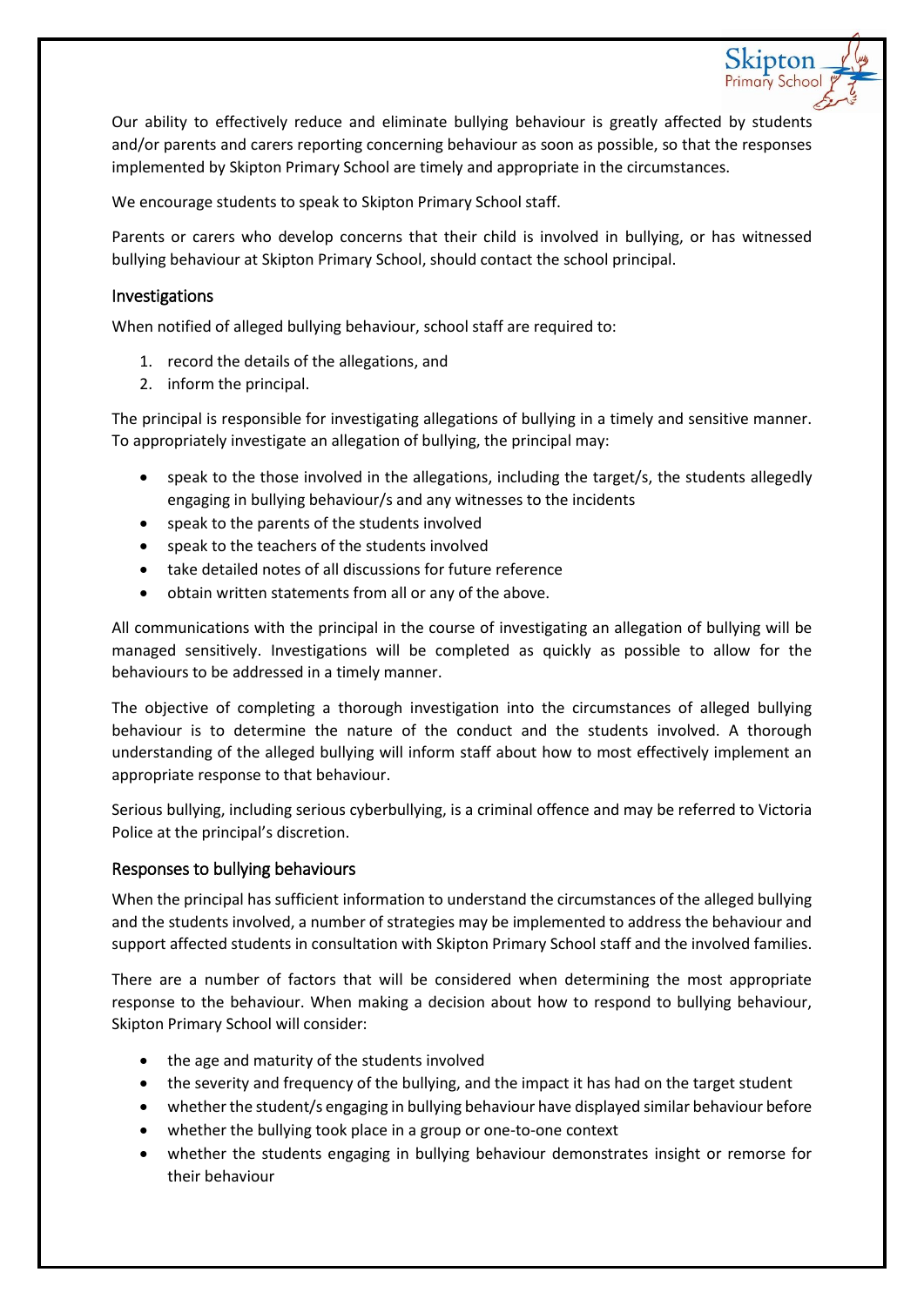Our ability to effectively reduce and eliminate bullying behaviour is greatly affected by students and/or parents and carers reporting concerning behaviour as soon as possible, so that the responses implemented by Skipton Primary School are timely and appropriate in the circumstances.

We encourage students to speak to Skipton Primary School staff.

Parents or carers who develop concerns that their child is involved in bullying, or has witnessed bullying behaviour at Skipton Primary School, should contact the school principal.

## Investigations

When notified of alleged bullying behaviour, school staff are required to:

1. record the details of the allegations, and
2. inform the principal.

The principal is responsible for investigating allegations of bullying in a timely and sensitive manner. To appropriately investigate an allegation of bullying, the principal may:

- speak to the those involved in the allegations, including the target/s, the students allegedly engaging in bullying behaviour/s and any witnesses to the incidents
- speak to the parents of the students involved
- speak to the teachers of the students involved
- take detailed notes of all discussions for future reference
- obtain written statements from all or any of the above.

All communications with the principal in the course of investigating an allegation of bullying will be managed sensitively. Investigations will be completed as quickly as possible to allow for the behaviours to be addressed in a timely manner.

The objective of completing a thorough investigation into the circumstances of alleged bullying behaviour is to determine the nature of the conduct and the students involved. A thorough understanding of the alleged bullying will inform staff about how to most effectively implement an appropriate response to that behaviour.

Serious bullying, including serious cyberbullying, is a criminal offence and may be referred to Victoria Police at the principal's discretion.

## Responses to bullying behaviours

When the principal has sufficient information to understand the circumstances of the alleged bullying and the students involved, a number of strategies may be implemented to address the behaviour and support affected students in consultation with Skipton Primary School staff and the involved families.

There are a number of factors that will be considered when determining the most appropriate response to the behaviour. When making a decision about how to respond to bullying behaviour, Skipton Primary School will consider:

- the age and maturity of the students involved
- the severity and frequency of the bullying, and the impact it has had on the target student
- whether the student/s engaging in bullying behaviour have displayed similar behaviour before
- whether the bullying took place in a group or one-to-one context
- whether the students engaging in bullying behaviour demonstrates insight or remorse for their behaviour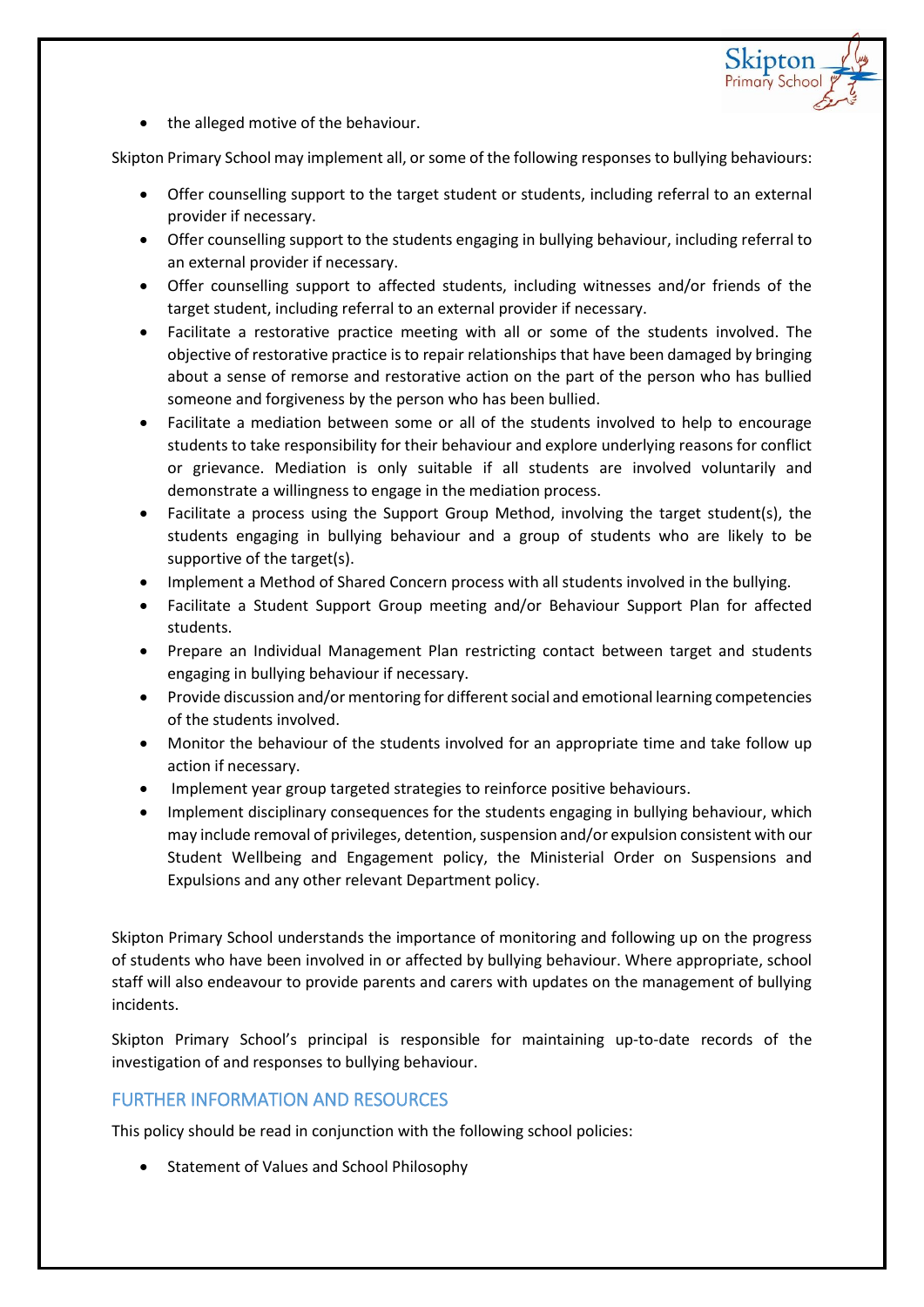- the alleged motive of the behaviour.

Skipton Primary School may implement all, or some of the following responses to bullying behaviours:

- Offer counselling support to the target student or students, including referral to an external provider if necessary.
- Offer counselling support to the students engaging in bullying behaviour, including referral to an external provider if necessary.
- Offer counselling support to affected students, including witnesses and/or friends of the target student, including referral to an external provider if necessary.
- Facilitate a restorative practice meeting with all or some of the students involved. The objective of restorative practice is to repair relationships that have been damaged by bringing about a sense of remorse and restorative action on the part of the person who has bullied someone and forgiveness by the person who has been bullied.
- Facilitate a mediation between some or all of the students involved to help to encourage students to take responsibility for their behaviour and explore underlying reasons for conflict or grievance. Mediation is only suitable if all students are involved voluntarily and demonstrate a willingness to engage in the mediation process.
- Facilitate a process using the Support Group Method, involving the target student(s), the students engaging in bullying behaviour and a group of students who are likely to be supportive of the target(s).
- Implement a Method of Shared Concern process with all students involved in the bullying.
- Facilitate a Student Support Group meeting and/or Behaviour Support Plan for affected students.
- Prepare an Individual Management Plan restricting contact between target and students engaging in bullying behaviour if necessary.
- Provide discussion and/or mentoring for different social and emotional learning competencies of the students involved.
- Monitor the behaviour of the students involved for an appropriate time and take follow up action if necessary.
- Implement year group targeted strategies to reinforce positive behaviours.
- Implement disciplinary consequences for the students engaging in bullying behaviour, which may include removal of privileges, detention, suspension and/or expulsion consistent with our Student Wellbeing and Engagement policy, the Ministerial Order on Suspensions and Expulsions and any other relevant Department policy.

Skipton Primary School understands the importance of monitoring and following up on the progress of students who have been involved in or affected by bullying behaviour. Where appropriate, school staff will also endeavour to provide parents and carers with updates on the management of bullying incidents.

Skipton Primary School's principal is responsible for maintaining up-to-date records of the investigation of and responses to bullying behaviour.

## FURTHER INFORMATION AND RESOURCES

This policy should be read in conjunction with the following school policies:

- Statement of Values and School Philosophy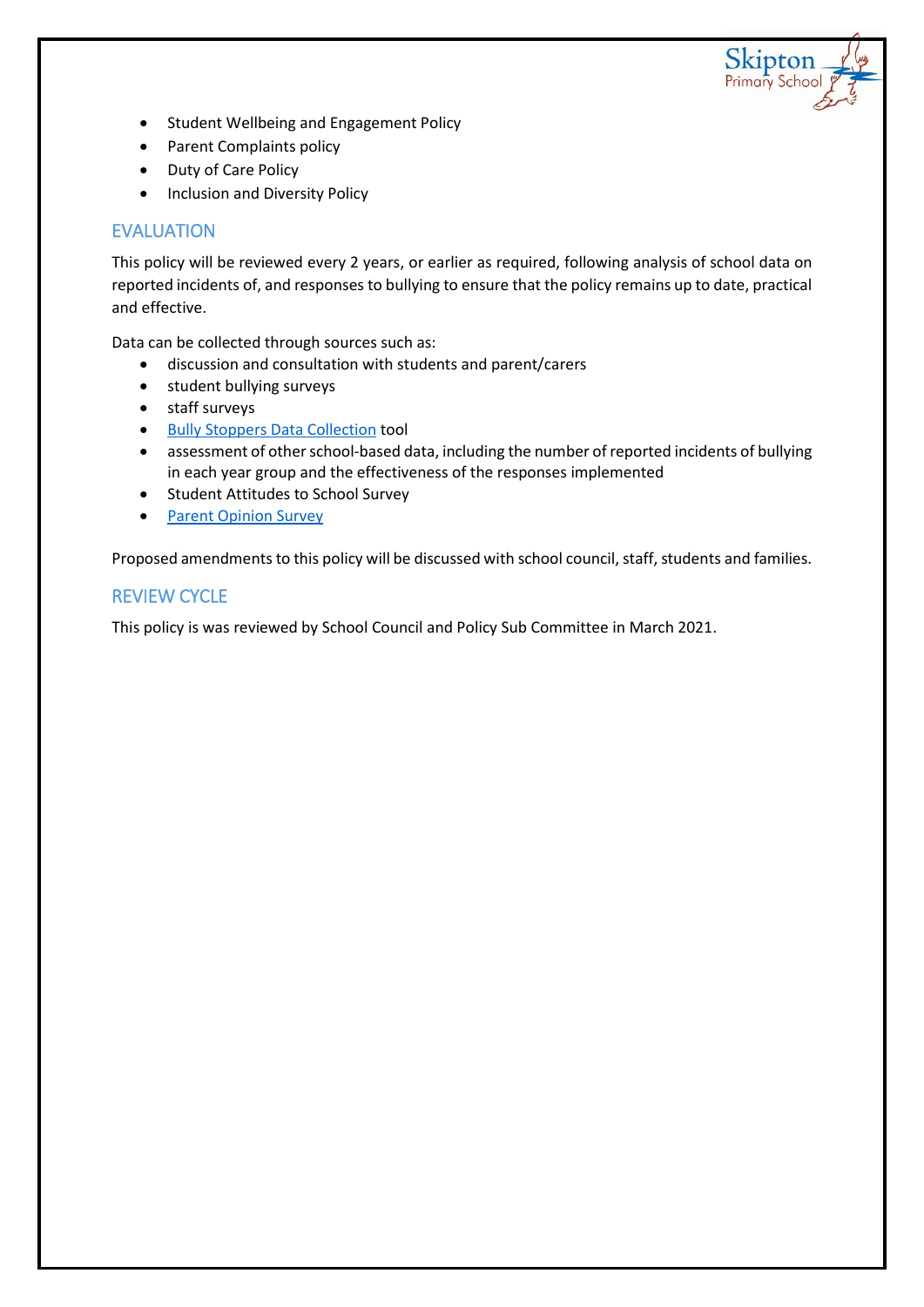- Student Wellbeing and Engagement Policy
- Parent Complaints policy
- Duty of Care Policy
- Inclusion and Diversity Policy

## EVALUATION

This policy will be reviewed every 2 years, or earlier as required, following analysis of school data on reported incidents of, and responses to bullying to ensure that the policy remains up to date, practical and effective.

Data can be collected through sources such as:

- discussion and consultation with students and parent/carers
- student bullying surveys
- staff surveys
- Bully Stoppers Data Collection tool
- assessment of other school-based data, including the number of reported incidents of bullying in each year group and the effectiveness of the responses implemented
- Student Attitudes to School Survey
- Parent Opinion Survey

Proposed amendments to this policy will be discussed with school council, staff, students and families.

## REVIEW CYCLE

This policy is was reviewed by School Council and Policy Sub Committee in March 2021.